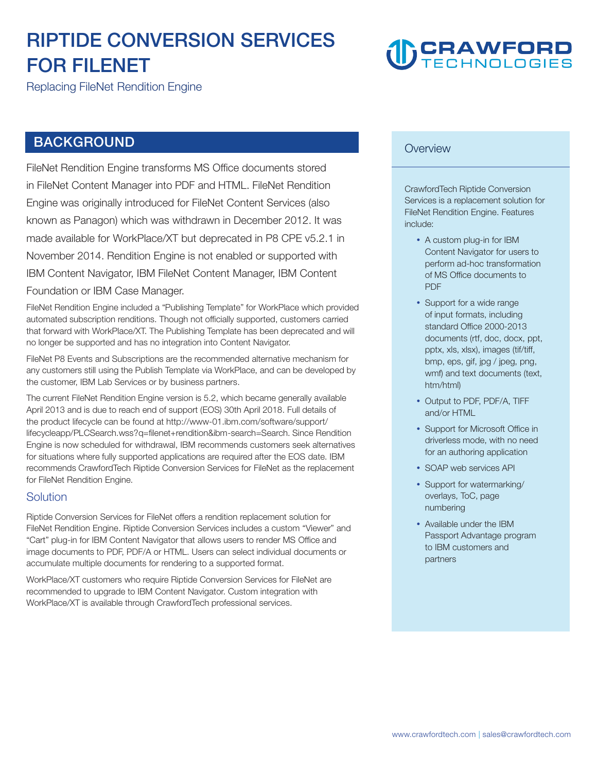# RIPTIDE CONVERSION SERVICES FOR FILENET

Replacing FileNet Rendition Engine

## BACKGROUND

FileNet Rendition Engine transforms MS Office documents stored in FileNet Content Manager into PDF and HTML. FileNet Rendition Engine was originally introduced for FileNet Content Services (also known as Panagon) which was withdrawn in December 2012. It was made available for WorkPlace/XT but deprecated in P8 CPE v5.2.1 in November 2014. Rendition Engine is not enabled or supported with IBM Content Navigator, IBM FileNet Content Manager, IBM Content Foundation or IBM Case Manager.

FileNet Rendition Engine included a "Publishing Template" for WorkPlace which provided automated subscription renditions. Though not officially supported, customers carried that forward with WorkPlace/XT. The Publishing Template has been deprecated and will no longer be supported and has no integration into Content Navigator.

FileNet P8 Events and Subscriptions are the recommended alternative mechanism for any customers still using the Publish Template via WorkPlace, and can be developed by the customer, IBM Lab Services or by business partners.

The current FileNet Rendition Engine version is 5.2, which became generally available April 2013 and is due to reach end of support (EOS) 30th April 2018. Full details of the product lifecycle can be found at http://www-01.ibm.com/software/support/lifecycleapp/PLCSearch.wss?q=filenet+rendition&ibm-search=Search. Since Rendition Engine is now scheduled for withdrawal, IBM recommends customers seek alternatives for situations where fully supported applications are required after the EOS date. IBM recommends CrawfordTech Riptide Conversion Services for FileNet as the replacement for FileNet Rendition Engine.

### Solution

Riptide Conversion Services for FileNet offers a rendition replacement solution for FileNet Rendition Engine. Riptide Conversion Services includes a custom "Viewer" and "Cart" plug-in for IBM Content Navigator that allows users to render MS Office and image documents to PDF, PDF/A or HTML. Users can select individual documents or accumulate multiple documents for rendering to a supported format.

WorkPlace/XT customers who require Riptide Conversion Services for FileNet are recommended to upgrade to IBM Content Navigator. Custom integration with WorkPlace/XT is available through CrawfordTech professional services.

### Overview

CrawfordTech Riptide Conversion Services is a replacement solution for FileNet Rendition Engine. Features include:

- A custom plug-in for IBM Content Navigator for users to perform ad-hoc transformation of MS Office documents to PDF
- Support for a wide range of input formats, including standard Office 2000-2013 documents (rtf, doc, docx, ppt, pptx, xls, xlsx), images (tif/tiff, bmp, eps, gif, jpg / jpeg, png, wmf) and text documents (text, htm/html)
- Output to PDF, PDF/A, TIFF and/or HTML
- Support for Microsoft Office in driverless mode, with no need for an authoring application
- SOAP web services API
- Support for watermarking/overlays, ToC, page numbering
- Available under the IBM Passport Advantage program to IBM customers and partners

www.crawfordtech.com | sales@crawfordtech.com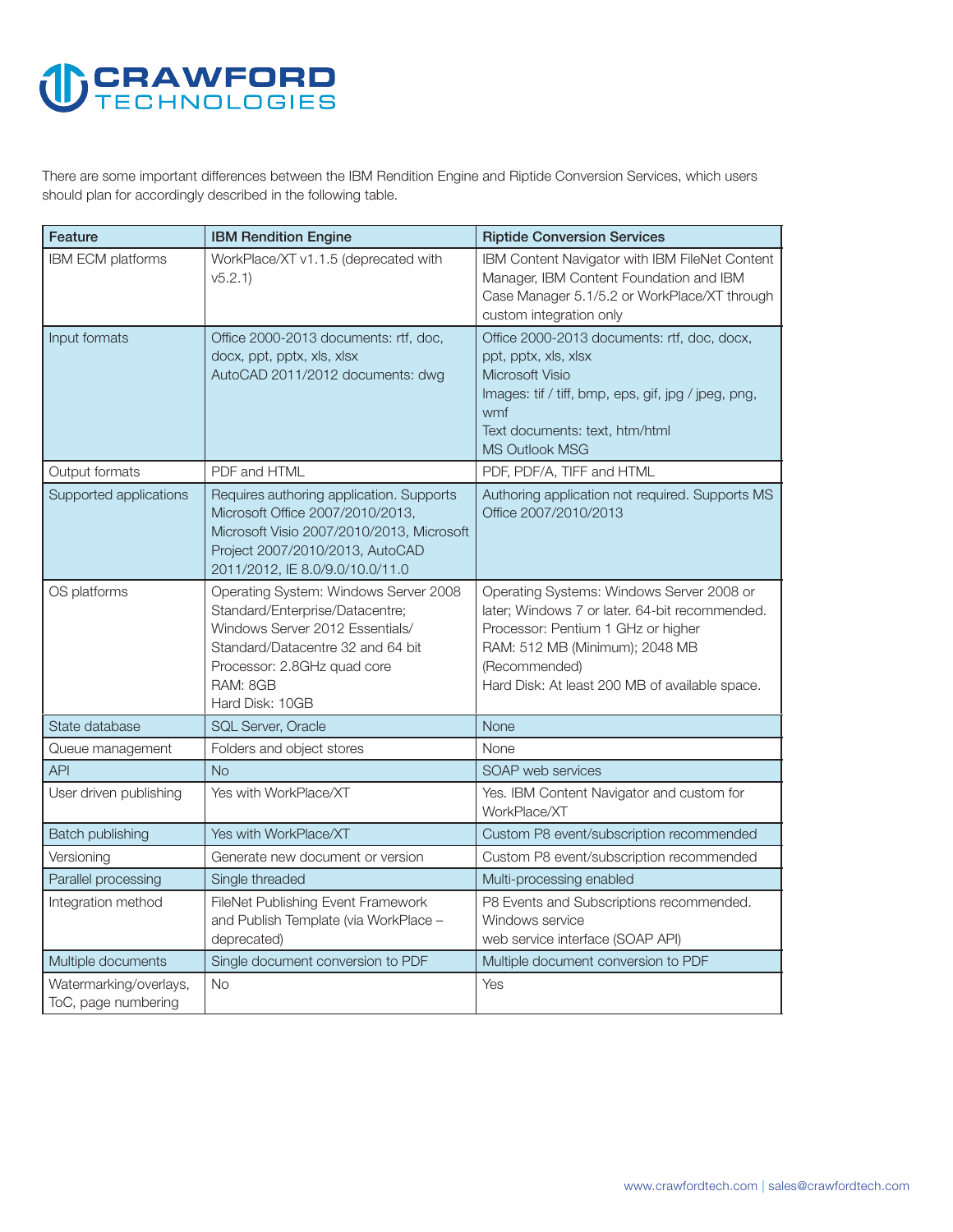There are some important differences between the IBM Rendition Engine and Riptide Conversion Services, which users should plan for accordingly described in the following table.

| Feature | IBM Rendition Engine | Riptide Conversion Services |
|---|---|---|
| IBM ECM platforms | WorkPlace/XT v1.1.5 (deprecated with v5.2.1) | IBM Content Navigator with IBM FileNet Content Manager, IBM Content Foundation and IBM Case Manager 5.1/5.2 or WorkPlace/XT through custom integration only |
| Input formats | Office 2000-2013 documents: rtf, doc, docx, ppt, pptx, xls, xlsx<br>AutoCAD 2011/2012 documents: dwg | Office 2000-2013 documents: rtf, doc, docx, ppt, pptx, xls, xlsx<br>Microsoft Visio<br>Images: tif / tiff, bmp, eps, gif, jpg / jpeg, png, wmf<br>Text documents: text, htm/html<br>MS Outlook MSG |
| Output formats | PDF and HTML | PDF, PDF/A, TIFF and HTML |
| Supported applications | Requires authoring application. Supports Microsoft Office 2007/2010/2013, Microsoft Visio 2007/2010/2013, Microsoft Project 2007/2010/2013, AutoCAD 2011/2012, IE 8.0/9.0/10.0/11.0 | Authoring application not required. Supports MS Office 2007/2010/2013 |
| OS platforms | Operating System: Windows Server 2008 Standard/Enterprise/Datacentre; Windows Server 2012 Essentials/ Standard/Datacentre 32 and 64 bit<br>Processor: 2.8GHz quad core<br>RAM: 8GB<br>Hard Disk: 10GB | Operating Systems: Windows Server 2008 or later; Windows 7 or later. 64-bit recommended.<br>Processor: Pentium 1 GHz or higher<br>RAM: 512 MB (Minimum); 2048 MB (Recommended)<br>Hard Disk: At least 200 MB of available space. |
| State database | SQL Server, Oracle | None |
| Queue management | Folders and object stores | None |
| API | No | SOAP web services |
| User driven publishing | Yes with WorkPlace/XT | Yes. IBM Content Navigator and custom for WorkPlace/XT |
| Batch publishing | Yes with WorkPlace/XT | Custom P8 event/subscription recommended |
| Versioning | Generate new document or version | Custom P8 event/subscription recommended |
| Parallel processing | Single threaded | Multi-processing enabled |
| Integration method | FileNet Publishing Event Framework and Publish Template (via WorkPlace – deprecated) | P8 Events and Subscriptions recommended.<br>Windows service<br>web service interface (SOAP API) |
| Multiple documents | Single document conversion to PDF | Multiple document conversion to PDF |
| Watermarking/overlays, ToC, page numbering | No | Yes |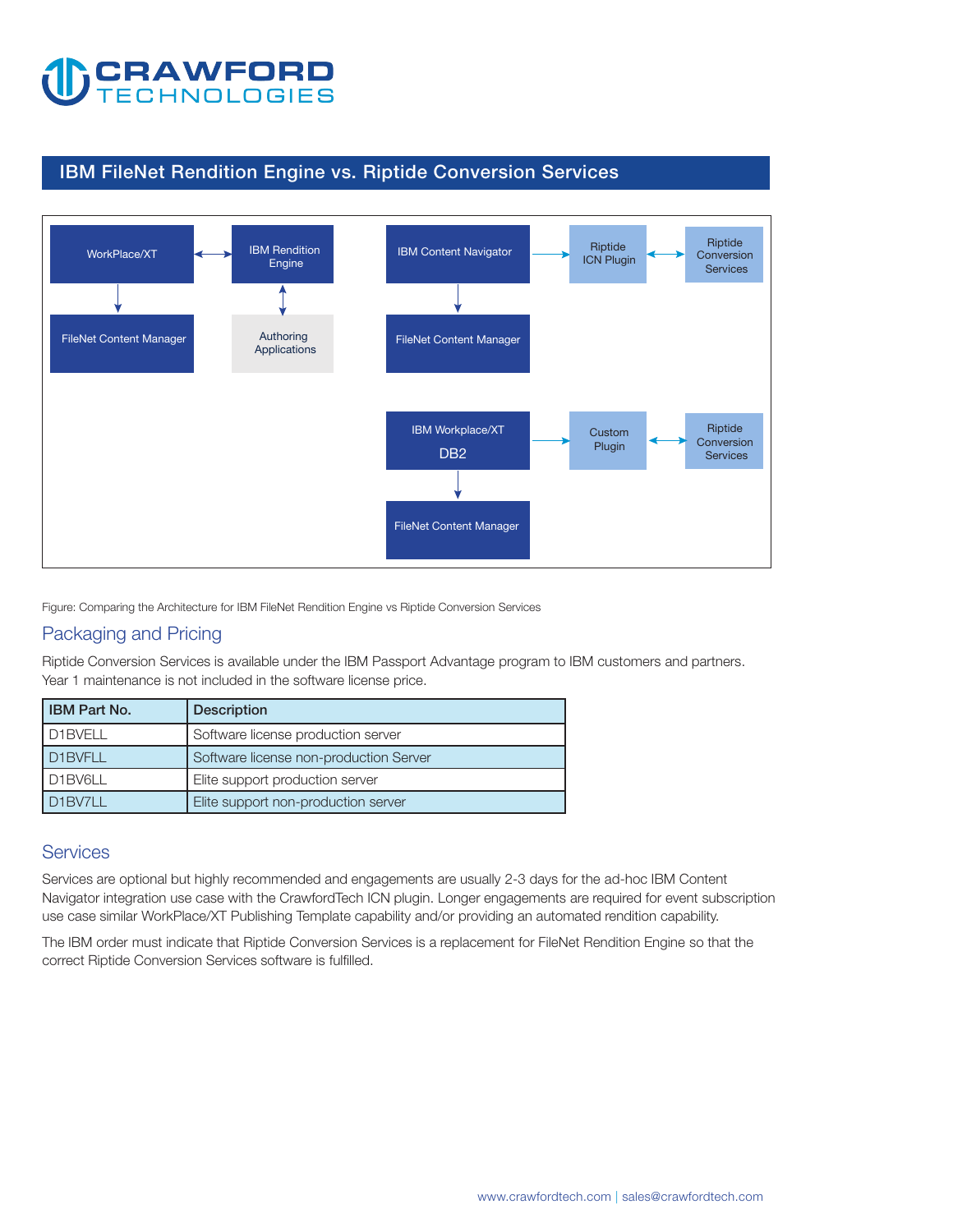## IBM FileNet Rendition Engine vs. Riptide Conversion Services

WorkPlace/XT | IBM Rendition Engine | FileNet Content Manager | Authoring Applications

IBM Content Navigator | Riptide ICN Plugin | Riptide Conversion Services | FileNet Content Manager

IBM Workplace/XT DB2 | Custom Plugin | Riptide Conversion Services | FileNet Content Manager

Figure: Comparing the Architecture for IBM FileNet Rendition Engine vs Riptide Conversion Services

## Packaging and Pricing

Riptide Conversion Services is available under the IBM Passport Advantage program to IBM customers and partners. Year 1 maintenance is not included in the software license price.

| IBM Part No. | Description |
|---|---|
| D1BVELL | Software license production server |
| D1BVFLL | Software license non-production Server |
| D1BV6LL | Elite support production server |
| D1BV7LL | Elite support non-production server |

## Services

Services are optional but highly recommended and engagements are usually 2-3 days for the ad-hoc IBM Content Navigator integration use case with the CrawfordTech ICN plugin. Longer engagements are required for event subscription use case similar WorkPlace/XT Publishing Template capability and/or providing an automated rendition capability.

The IBM order must indicate that Riptide Conversion Services is a replacement for FileNet Rendition Engine so that the correct Riptide Conversion Services software is fulfilled.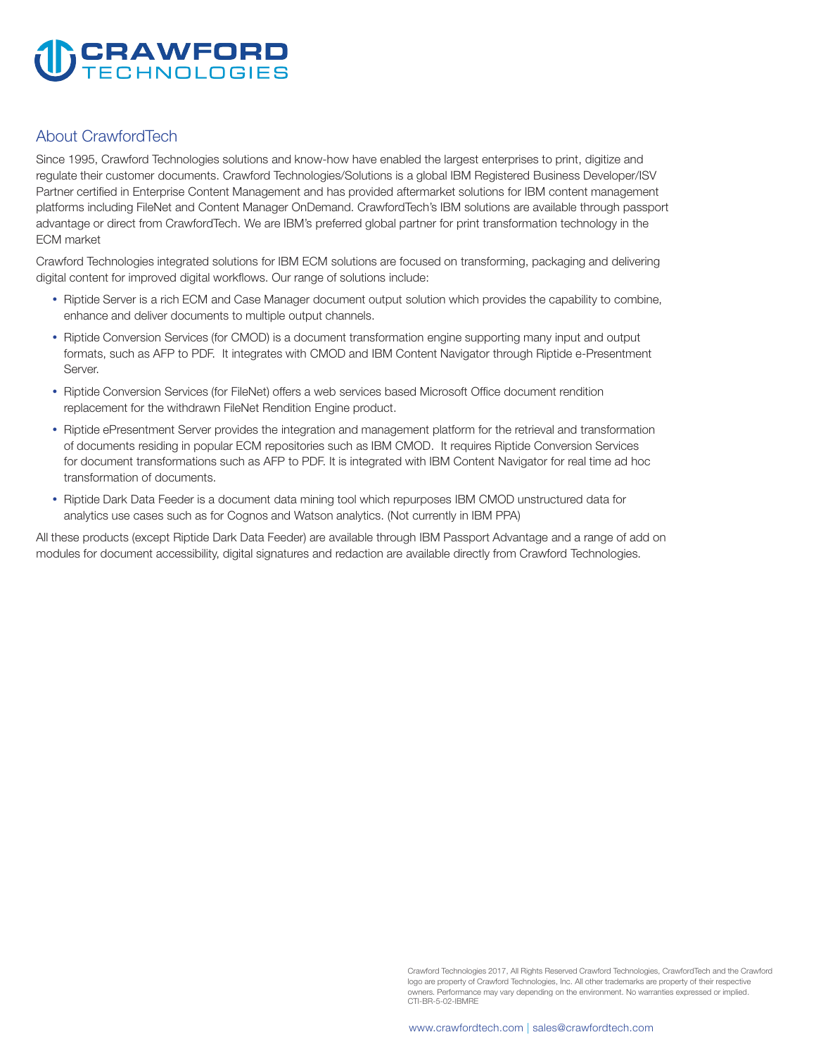# CRAWFORD TECHNOLOGIES

## About CrawfordTech

Since 1995, Crawford Technologies solutions and know-how have enabled the largest enterprises to print, digitize and regulate their customer documents. Crawford Technologies/Solutions is a global IBM Registered Business Developer/ISV Partner certified in Enterprise Content Management and has provided aftermarket solutions for IBM content management platforms including FileNet and Content Manager OnDemand. CrawfordTech's IBM solutions are available through passport advantage or direct from CrawfordTech. We are IBM's preferred global partner for print transformation technology in the ECM market

Crawford Technologies integrated solutions for IBM ECM solutions are focused on transforming, packaging and delivering digital content for improved digital workflows. Our range of solutions include:

- Riptide Server is a rich ECM and Case Manager document output solution which provides the capability to combine, enhance and deliver documents to multiple output channels.
- Riptide Conversion Services (for CMOD) is a document transformation engine supporting many input and output formats, such as AFP to PDF. It integrates with CMOD and IBM Content Navigator through Riptide e-Presentment Server.
- Riptide Conversion Services (for FileNet) offers a web services based Microsoft Office document rendition replacement for the withdrawn FileNet Rendition Engine product.
- Riptide ePresentment Server provides the integration and management platform for the retrieval and transformation of documents residing in popular ECM repositories such as IBM CMOD. It requires Riptide Conversion Services for document transformations such as AFP to PDF. It is integrated with IBM Content Navigator for real time ad hoc transformation of documents.
- Riptide Dark Data Feeder is a document data mining tool which repurposes IBM CMOD unstructured data for analytics use cases such as for Cognos and Watson analytics. (Not currently in IBM PPA)

All these products (except Riptide Dark Data Feeder) are available through IBM Passport Advantage and a range of add on modules for document accessibility, digital signatures and redaction are available directly from Crawford Technologies.

Crawford Technologies 2017, All Rights Reserved Crawford Technologies, CrawfordTech and the Crawford logo are property of Crawford Technologies, Inc. All other trademarks are property of their respective owners. Performance may vary depending on the environment. No warranties expressed or implied. CTI-BR-5-02-IBMRE

www.crawfordtech.com | sales@crawfordtech.com